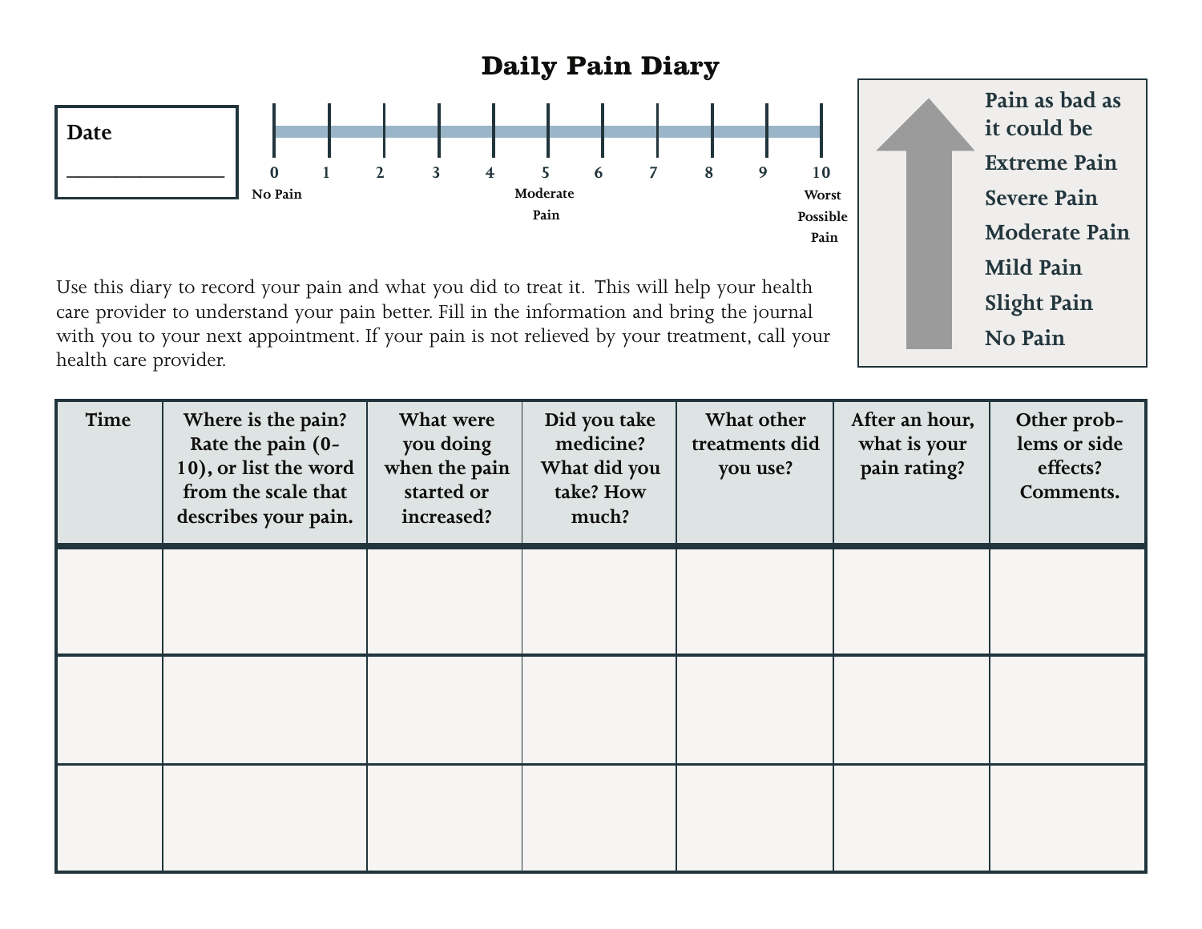# Daily Pain Diary

**Date** ________________

| 0 | 1 | 2 | 3 | 4 | 5 | 6 | 7 | 8 | 9 | 10 |
|---|---|---|---|---|---|---|---|---|---|---|
| No Pain | | | | | Moderate Pain | | | | | Worst Possible Pain |

- Pain as bad as it could be
- Extreme Pain
- Severe Pain
- Moderate Pain
- Mild Pain
- Slight Pain
- No Pain

Use this diary to record your pain and what you did to treat it. This will help your health care provider to understand your pain better. Fill in the information and bring the journal with you to your next appointment. If your pain is not relieved by your treatment, call your health care provider.

| Time | Where is the pain? Rate the pain (0-10), or list the word from the scale that describes your pain. | What were you doing when the pain started or increased? | Did you take medicine? What did you take? How much? | What other treatments did you use? | After an hour, what is your pain rating? | Other problems or side effects? Comments. |
|---|---|---|---|---|---|---|
| | | | | | | |
| | | | | | | |
| | | | | | | |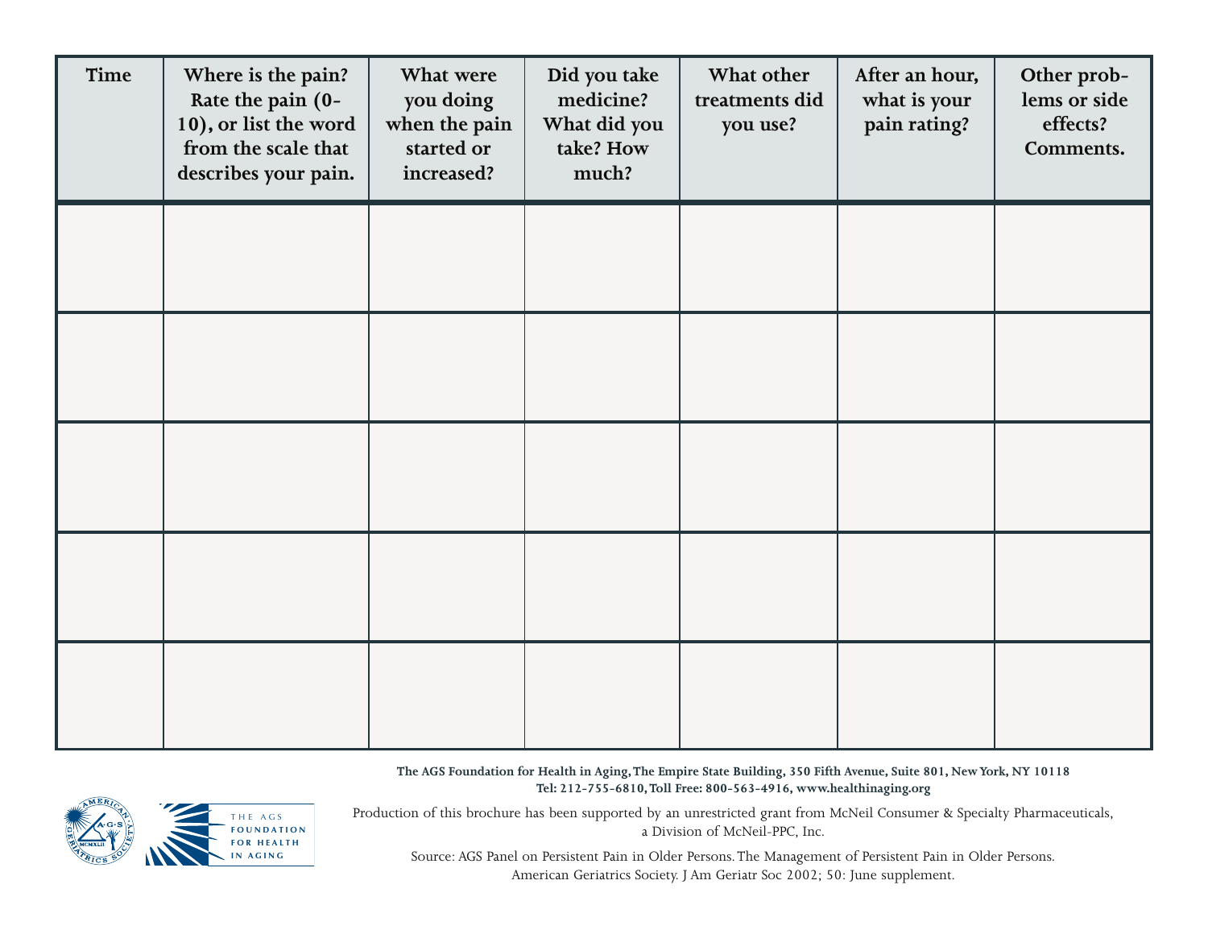| Time | Where is the pain? Rate the pain (0-10), or list the word from the scale that describes your pain. | What were you doing when the pain started or increased? | Did you take medicine? What did you take? How much? | What other treatments did you use? | After an hour, what is your pain rating? | Other problems or side effects? Comments. |
|---|---|---|---|---|---|---|
| | | | | | | |
| | | | | | | |
| | | | | | | |
| | | | | | | |
| | | | | | | |

**The AGS Foundation for Health in Aging, The Empire State Building, 350 Fifth Avenue, Suite 801, New York, NY 10118**
**Tel: 212-755-6810, Toll Free: 800-563-4916, www.healthinaging.org**

Production of this brochure has been supported by an unrestricted grant from McNeil Consumer & Specialty Pharmaceuticals, a Division of McNeil-PPC, Inc.

Source: AGS Panel on Persistent Pain in Older Persons. The Management of Persistent Pain in Older Persons. American Geriatrics Society. J Am Geriatr Soc 2002; 50: June supplement.

THE AGS FOUNDATION FOR HEALTH IN AGING